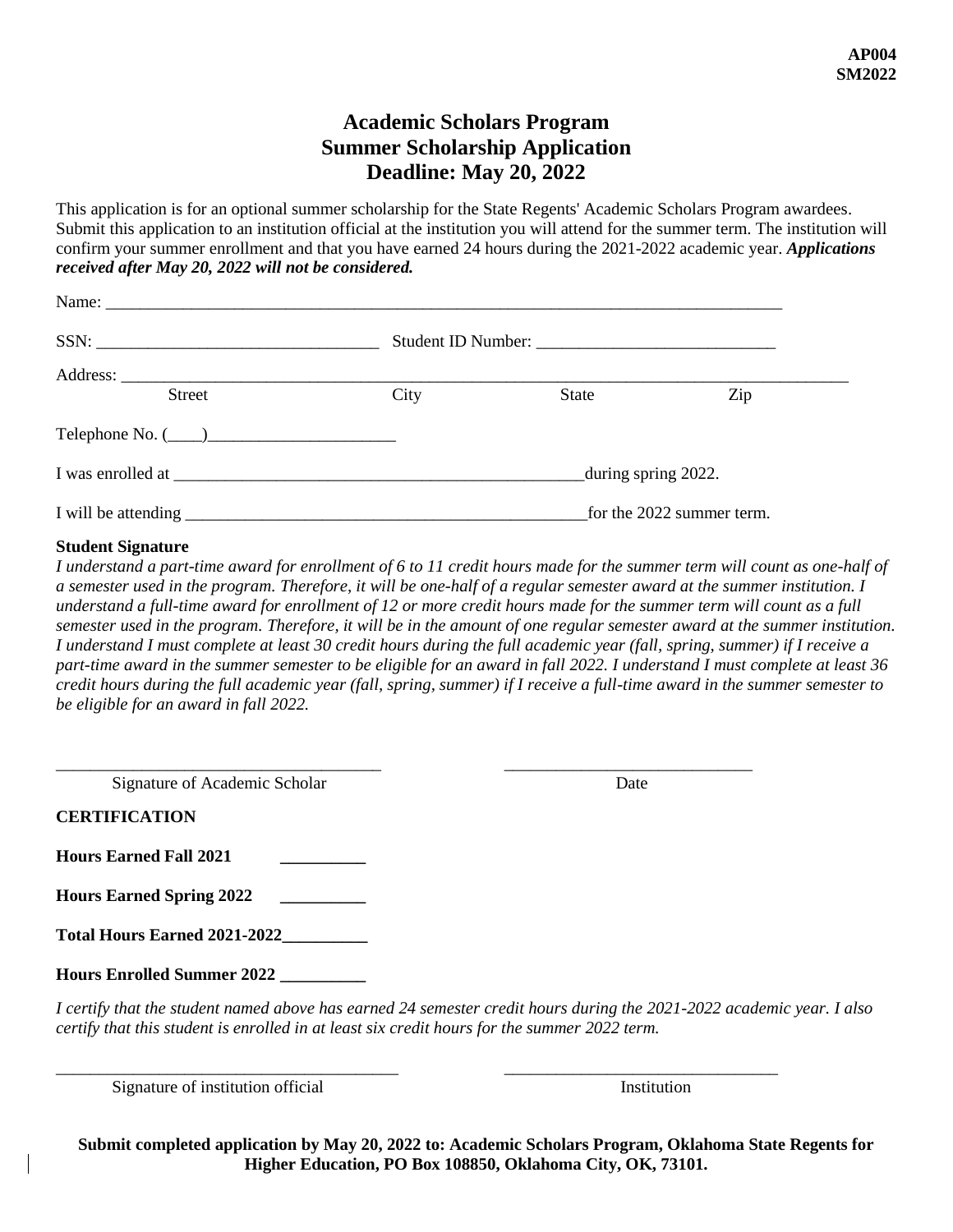**AP004**
**SM2022**

# Academic Scholars Program
## Summer Scholarship Application
## Deadline: May 20, 2022

This application is for an optional summer scholarship for the State Regents' Academic Scholars Program awardees. Submit this application to an institution official at the institution you will attend for the summer term. The institution will confirm your summer enrollment and that you have earned 24 hours during the 2021-2022 academic year. ***Applications received after May 20, 2022 will not be considered.***

Name: ______________________________________________________________________________

SSN: __________________________________ Student ID Number: _____________________________

Address: _________________________________________________________________________________
Street  City  State  Zip

Telephone No. (____)_______________________

I was enrolled at ___________________________________________________during spring 2022.

I will be attending __________________________________________________for the 2022 summer term.

**Student Signature**

*I understand a part-time award for enrollment of 6 to 11 credit hours made for the summer term will count as one-half of a semester used in the program. Therefore, it will be one-half of a regular semester award at the summer institution. I understand a full-time award for enrollment of 12 or more credit hours made for the summer term will count as a full semester used in the program. Therefore, it will be in the amount of one regular semester award at the summer institution. I understand I must complete at least 30 credit hours during the full academic year (fall, spring, summer) if I receive a part-time award in the summer semester to be eligible for an award in fall 2022. I understand I must complete at least 36 credit hours during the full academic year (fall, spring, summer) if I receive a full-time award in the summer semester to be eligible for an award in fall 2022.*

_______________________________________  ______________________________
Signature of Academic Scholar  Date

**CERTIFICATION**

**Hours Earned Fall 2021** __________

**Hours Earned Spring 2022** __________

**Total Hours Earned 2021-2022**__________

**Hours Enrolled Summer 2022** __________

*I certify that the student named above has earned 24 semester credit hours during the 2021-2022 academic year. I also certify that this student is enrolled in at least six credit hours for the summer 2022 term.*

_________________________________________  _________________________________
Signature of institution official  Institution

**Submit completed application by May 20, 2022 to: Academic Scholars Program, Oklahoma State Regents for Higher Education, PO Box 108850, Oklahoma City, OK, 73101.**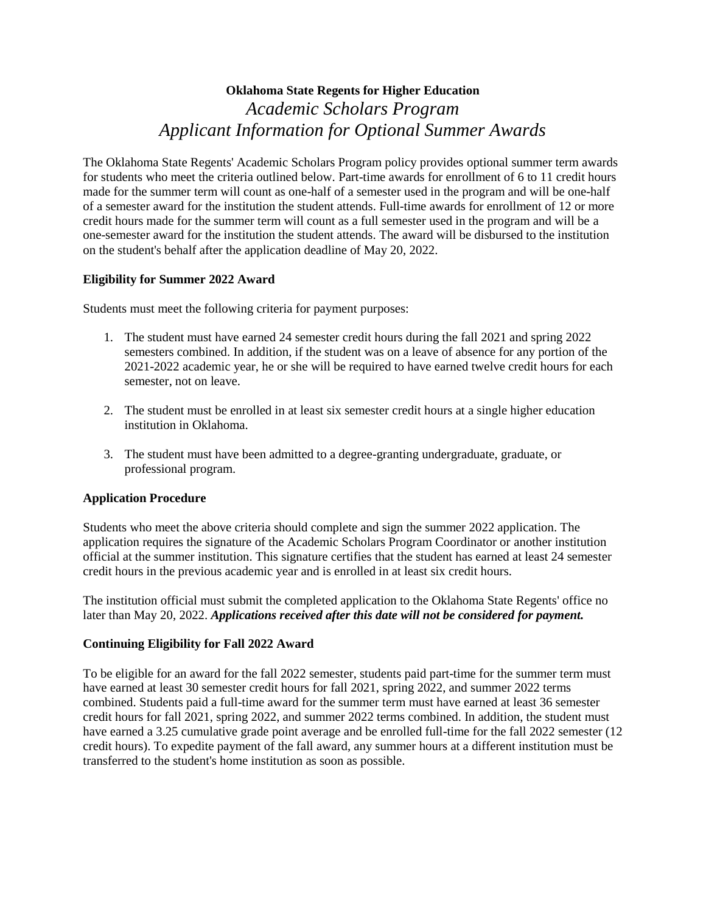**Oklahoma State Regents for Higher Education**

*Academic Scholars Program*

*Applicant Information for Optional Summer Awards*

The Oklahoma State Regents' Academic Scholars Program policy provides optional summer term awards for students who meet the criteria outlined below. Part-time awards for enrollment of 6 to 11 credit hours made for the summer term will count as one-half of a semester used in the program and will be one-half of a semester award for the institution the student attends. Full-time awards for enrollment of 12 or more credit hours made for the summer term will count as a full semester used in the program and will be a one-semester award for the institution the student attends. The award will be disbursed to the institution on the student's behalf after the application deadline of May 20, 2022.

**Eligibility for Summer 2022 Award**

Students must meet the following criteria for payment purposes:

1. The student must have earned 24 semester credit hours during the fall 2021 and spring 2022 semesters combined. In addition, if the student was on a leave of absence for any portion of the 2021-2022 academic year, he or she will be required to have earned twelve credit hours for each semester, not on leave.

2. The student must be enrolled in at least six semester credit hours at a single higher education institution in Oklahoma.

3. The student must have been admitted to a degree-granting undergraduate, graduate, or professional program.

**Application Procedure**

Students who meet the above criteria should complete and sign the summer 2022 application. The application requires the signature of the Academic Scholars Program Coordinator or another institution official at the summer institution. This signature certifies that the student has earned at least 24 semester credit hours in the previous academic year and is enrolled in at least six credit hours.

The institution official must submit the completed application to the Oklahoma State Regents' office no later than May 20, 2022. ***Applications received after this date will not be considered for payment.***

**Continuing Eligibility for Fall 2022 Award**

To be eligible for an award for the fall 2022 semester, students paid part-time for the summer term must have earned at least 30 semester credit hours for fall 2021, spring 2022, and summer 2022 terms combined. Students paid a full-time award for the summer term must have earned at least 36 semester credit hours for fall 2021, spring 2022, and summer 2022 terms combined. In addition, the student must have earned a 3.25 cumulative grade point average and be enrolled full-time for the fall 2022 semester (12 credit hours). To expedite payment of the fall award, any summer hours at a different institution must be transferred to the student's home institution as soon as possible.